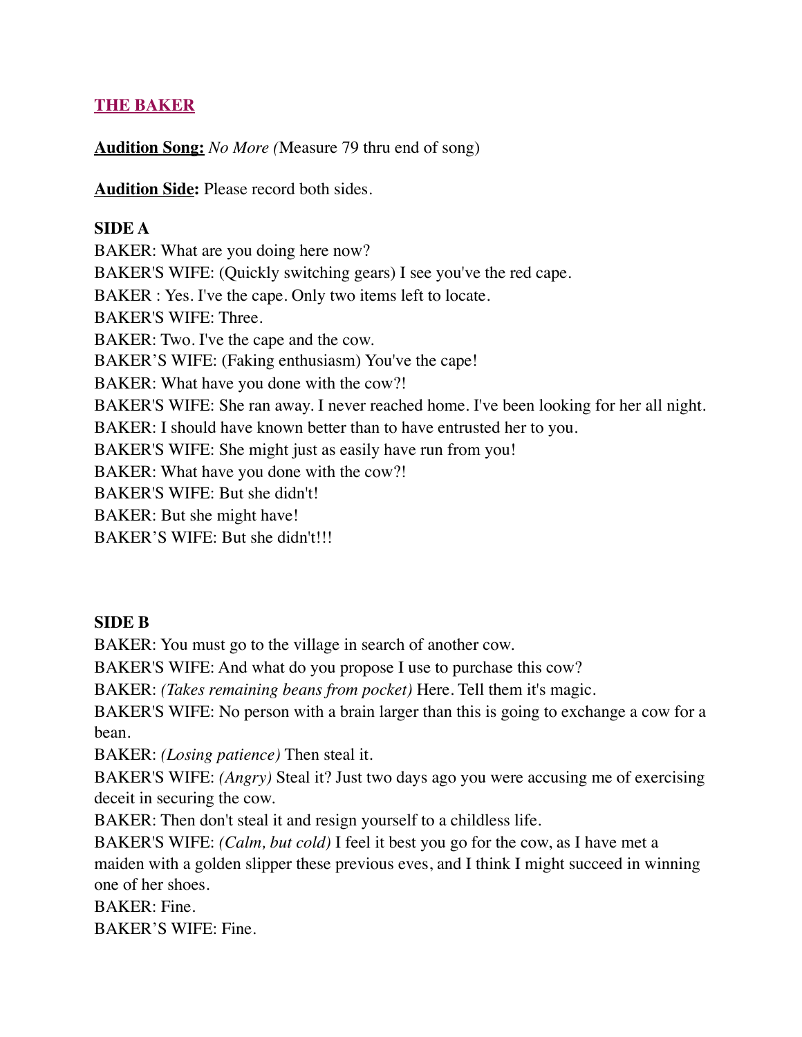## THE BAKER

**Audition Song:** *No More (*Measure 79 thru end of song)

**Audition Side:** Please record both sides.

**SIDE A**

BAKER: What are you doing here now?
BAKER'S WIFE: (Quickly switching gears) I see you've the red cape.
BAKER : Yes. I've the cape. Only two items left to locate.
BAKER'S WIFE: Three.
BAKER: Two. I've the cape and the cow.
BAKER'S WIFE: (Faking enthusiasm) You've the cape!
BAKER: What have you done with the cow?!
BAKER'S WIFE: She ran away. I never reached home. I've been looking for her all night.
BAKER: I should have known better than to have entrusted her to you.
BAKER'S WIFE: She might just as easily have run from you!
BAKER: What have you done with the cow?!
BAKER'S WIFE: But she didn't!
BAKER: But she might have!
BAKER'S WIFE: But she didn't!!!

**SIDE B**

BAKER: You must go to the village in search of another cow.
BAKER'S WIFE: And what do you propose I use to purchase this cow?
BAKER: *(Takes remaining beans from pocket)* Here. Tell them it's magic.
BAKER'S WIFE: No person with a brain larger than this is going to exchange a cow for a bean.
BAKER: *(Losing patience)* Then steal it.
BAKER'S WIFE: *(Angry)* Steal it? Just two days ago you were accusing me of exercising deceit in securing the cow.
BAKER: Then don't steal it and resign yourself to a childless life.
BAKER'S WIFE: *(Calm, but cold)* I feel it best you go for the cow, as I have met a maiden with a golden slipper these previous eves, and I think I might succeed in winning one of her shoes.
BAKER: Fine.
BAKER'S WIFE: Fine.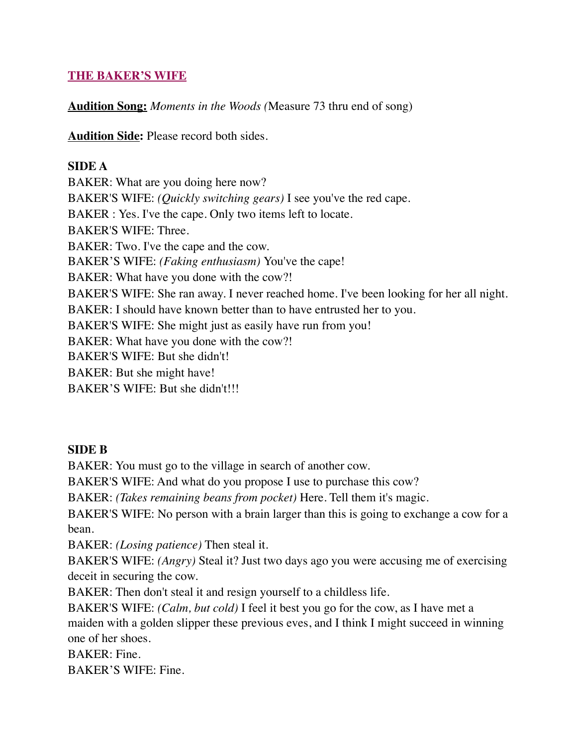## [THE BAKER'S WIFE]()

**Audition Song:** *Moments in the Woods (*Measure 73 thru end of song)

**Audition Side:** Please record both sides.

**SIDE A**

BAKER: What are you doing here now?
BAKER'S WIFE: *(Quickly switching gears)* I see you've the red cape.
BAKER : Yes. I've the cape. Only two items left to locate.
BAKER'S WIFE: Three.
BAKER: Two. I've the cape and the cow.
BAKER'S WIFE: *(Faking enthusiasm)* You've the cape!
BAKER: What have you done with the cow?!
BAKER'S WIFE: She ran away. I never reached home. I've been looking for her all night.
BAKER: I should have known better than to have entrusted her to you.
BAKER'S WIFE: She might just as easily have run from you!
BAKER: What have you done with the cow?!
BAKER'S WIFE: But she didn't!
BAKER: But she might have!
BAKER'S WIFE: But she didn't!!!

**SIDE B**

BAKER: You must go to the village in search of another cow.
BAKER'S WIFE: And what do you propose I use to purchase this cow?
BAKER: *(Takes remaining beans from pocket)* Here. Tell them it's magic.
BAKER'S WIFE: No person with a brain larger than this is going to exchange a cow for a bean.
BAKER: *(Losing patience)* Then steal it.
BAKER'S WIFE: *(Angry)* Steal it? Just two days ago you were accusing me of exercising deceit in securing the cow.
BAKER: Then don't steal it and resign yourself to a childless life.
BAKER'S WIFE: *(Calm, but cold)* I feel it best you go for the cow, as I have met a maiden with a golden slipper these previous eves, and I think I might succeed in winning one of her shoes.
BAKER: Fine.
BAKER'S WIFE: Fine.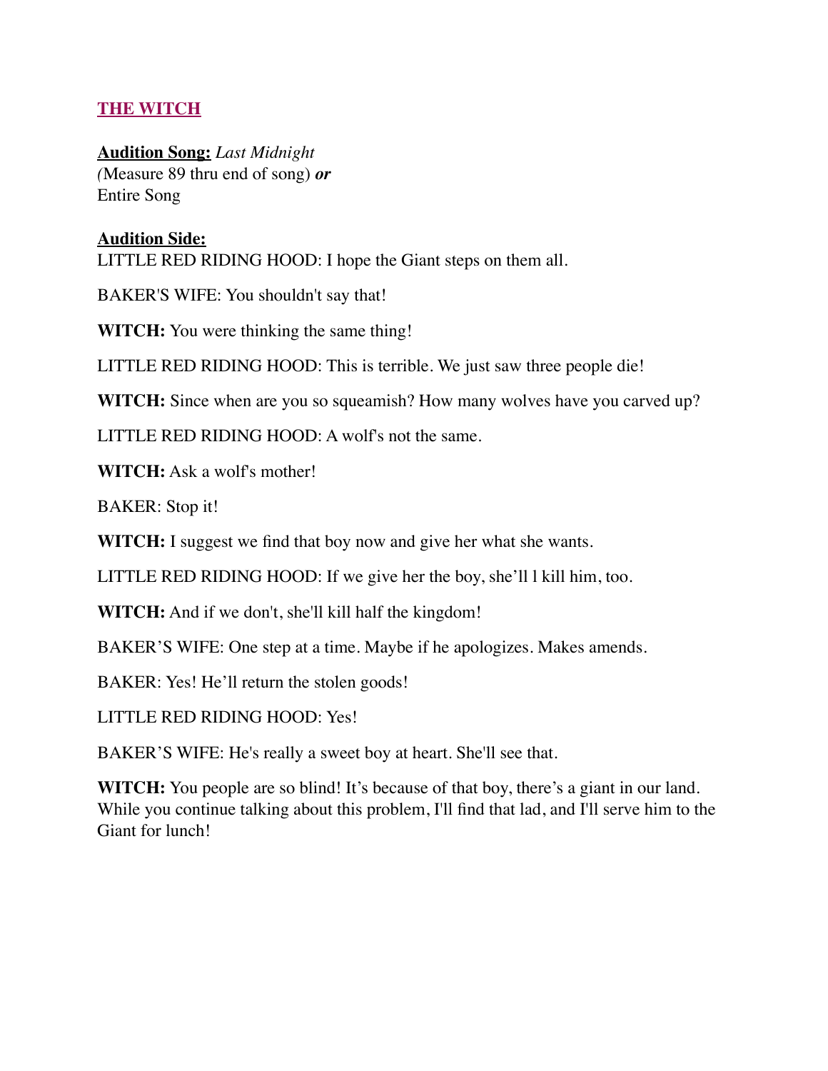## THE WITCH

**Audition Song:** *Last Midnight*
*(*Measure 89 thru end of song) ***or***
Entire Song

**Audition Side:**

LITTLE RED RIDING HOOD: I hope the Giant steps on them all.

BAKER'S WIFE: You shouldn't say that!

**WITCH:** You were thinking the same thing!

LITTLE RED RIDING HOOD: This is terrible. We just saw three people die!

**WITCH:** Since when are you so squeamish? How many wolves have you carved up?

LITTLE RED RIDING HOOD: A wolf's not the same.

**WITCH:** Ask a wolf's mother!

BAKER: Stop it!

**WITCH:** I suggest we find that boy now and give her what she wants.

LITTLE RED RIDING HOOD: If we give her the boy, she'll l kill him, too.

**WITCH:** And if we don't, she'll kill half the kingdom!

BAKER'S WIFE: One step at a time. Maybe if he apologizes. Makes amends.

BAKER: Yes! He'll return the stolen goods!

LITTLE RED RIDING HOOD: Yes!

BAKER'S WIFE: He's really a sweet boy at heart. She'll see that.

**WITCH:** You people are so blind! It's because of that boy, there's a giant in our land. While you continue talking about this problem, I'll find that lad, and I'll serve him to the Giant for lunch!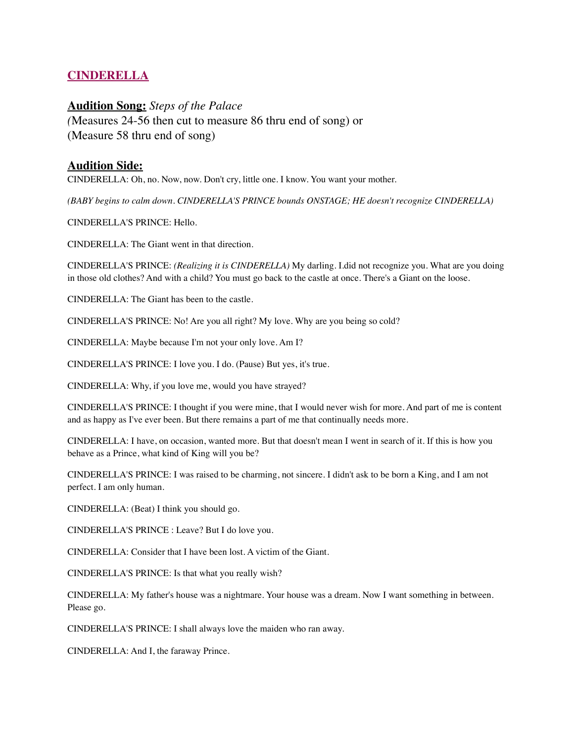## CINDERELLA

### Audition Song: *Steps of the Palace*

(Measures 24-56 then cut to measure 86 thru end of song) or
(Measure 58 thru end of song)

### Audition Side:

CINDERELLA: Oh, no. Now, now. Don't cry, little one. I know. You want your mother.

*(BABY begins to calm down. CINDERELLA'S PRINCE bounds ONSTAGE; HE doesn't recognize CINDERELLA)*

CINDERELLA'S PRINCE: Hello.

CINDERELLA: The Giant went in that direction.

CINDERELLA'S PRINCE: *(Realizing it is CINDERELLA)* My darling. I.did not recognize you. What are you doing in those old clothes? And with a child? You must go back to the castle at once. There's a Giant on the loose.

CINDERELLA: The Giant has been to the castle.

CINDERELLA'S PRINCE: No! Are you all right? My love. Why are you being so cold?

CINDERELLA: Maybe because I'm not your only love. Am I?

CINDERELLA'S PRINCE: I love you. I do. (Pause) But yes, it's true.

CINDERELLA: Why, if you love me, would you have strayed?

CINDERELLA'S PRINCE: I thought if you were mine, that I would never wish for more. And part of me is content and as happy as I've ever been. But there remains a part of me that continually needs more.

CINDERELLA: I have, on occasion, wanted more. But that doesn't mean I went in search of it. If this is how you behave as a Prince, what kind of King will you be?

CINDERELLA'S PRINCE: I was raised to be charming, not sincere. I didn't ask to be born a King, and I am not perfect. I am only human.

CINDERELLA: (Beat) I think you should go.

CINDERELLA'S PRINCE : Leave? But I do love you.

CINDERELLA: Consider that I have been lost. A victim of the Giant.

CINDERELLA'S PRINCE: Is that what you really wish?

CINDERELLA: My father's house was a nightmare. Your house was a dream. Now I want something in between. Please go.

CINDERELLA'S PRINCE: I shall always love the maiden who ran away.

CINDERELLA: And I, the faraway Prince.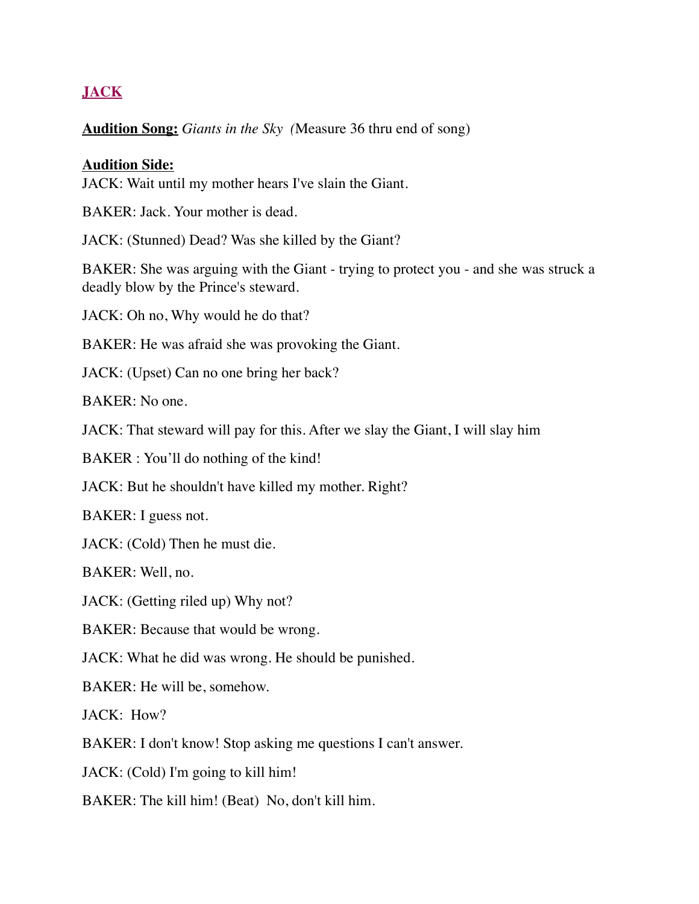## JACK

**Audition Song:** *Giants in the Sky (*Measure 36 thru end of song)

**Audition Side:**

JACK: Wait until my mother hears I've slain the Giant.

BAKER: Jack. Your mother is dead.

JACK: (Stunned) Dead? Was she killed by the Giant?

BAKER: She was arguing with the Giant - trying to protect you - and she was struck a deadly blow by the Prince's steward.

JACK: Oh no, Why would he do that?

BAKER: He was afraid she was provoking the Giant.

JACK: (Upset) Can no one bring her back?

BAKER: No one.

JACK: That steward will pay for this. After we slay the Giant, I will slay him

BAKER : You'll do nothing of the kind!

JACK: But he shouldn't have killed my mother. Right?

BAKER: I guess not.

JACK: (Cold) Then he must die.

BAKER: Well, no.

JACK: (Getting riled up) Why not?

BAKER: Because that would be wrong.

JACK: What he did was wrong. He should be punished.

BAKER: He will be, somehow.

JACK: How?

BAKER: I don't know! Stop asking me questions I can't answer.

JACK: (Cold) I'm going to kill him!

BAKER: The kill him! (Beat) No, don't kill him.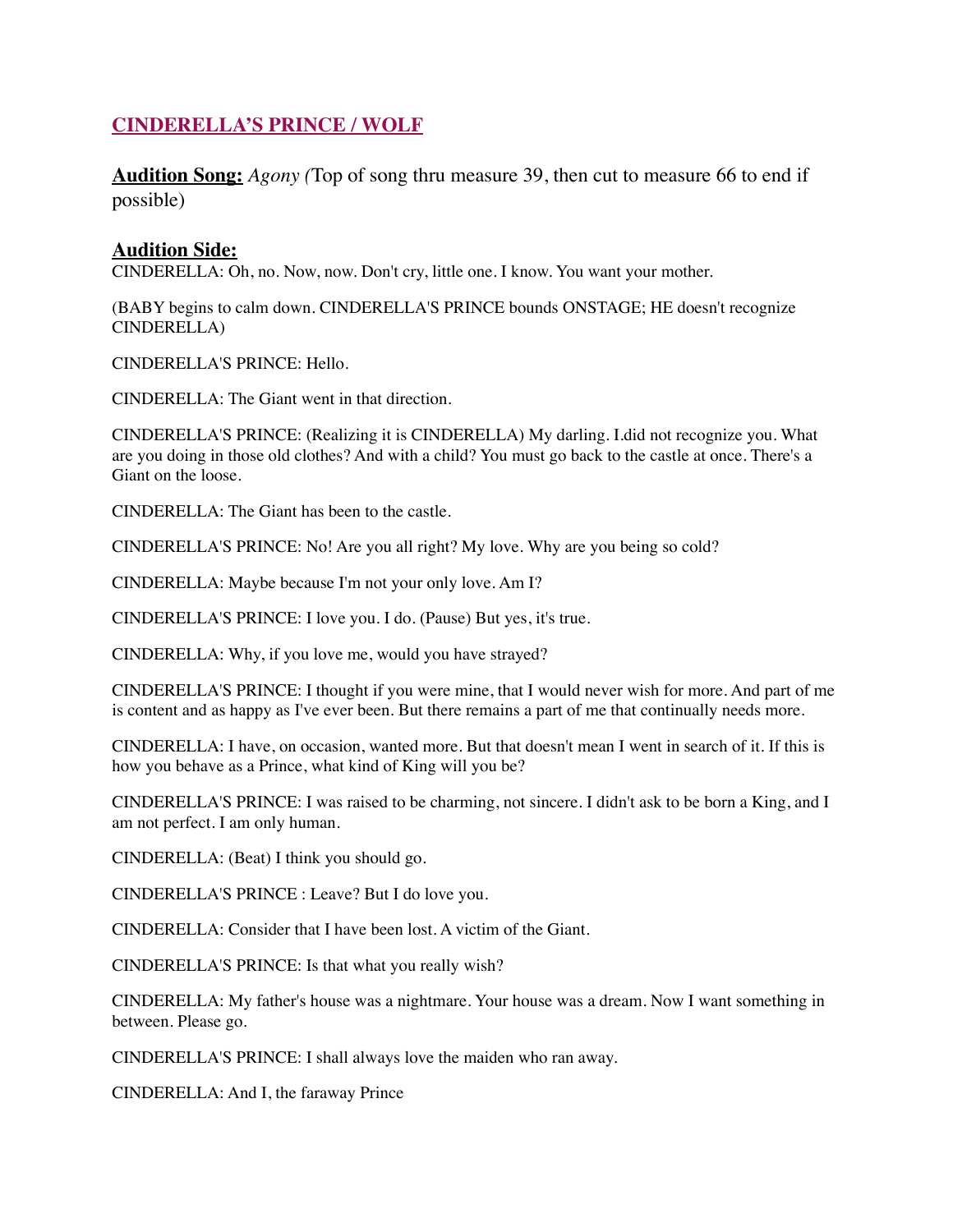## **CINDERELLA'S PRINCE / WOLF**

**Audition Song:** *Agony (*Top of song thru measure 39, then cut to measure 66 to end if possible)

**Audition Side:**

CINDERELLA: Oh, no. Now, now. Don't cry, little one. I know. You want your mother.

(BABY begins to calm down. CINDERELLA'S PRINCE bounds ONSTAGE; HE doesn't recognize CINDERELLA)

CINDERELLA'S PRINCE: Hello.

CINDERELLA: The Giant went in that direction.

CINDERELLA'S PRINCE: (Realizing it is CINDERELLA) My darling. I.did not recognize you. What are you doing in those old clothes? And with a child? You must go back to the castle at once. There's a Giant on the loose.

CINDERELLA: The Giant has been to the castle.

CINDERELLA'S PRINCE: No! Are you all right? My love. Why are you being so cold?

CINDERELLA: Maybe because I'm not your only love. Am I?

CINDERELLA'S PRINCE: I love you. I do. (Pause) But yes, it's true.

CINDERELLA: Why, if you love me, would you have strayed?

CINDERELLA'S PRINCE: I thought if you were mine, that I would never wish for more. And part of me is content and as happy as I've ever been. But there remains a part of me that continually needs more.

CINDERELLA: I have, on occasion, wanted more. But that doesn't mean I went in search of it. If this is how you behave as a Prince, what kind of King will you be?

CINDERELLA'S PRINCE: I was raised to be charming, not sincere. I didn't ask to be born a King, and I am not perfect. I am only human.

CINDERELLA: (Beat) I think you should go.

CINDERELLA'S PRINCE : Leave? But I do love you.

CINDERELLA: Consider that I have been lost. A victim of the Giant.

CINDERELLA'S PRINCE: Is that what you really wish?

CINDERELLA: My father's house was a nightmare. Your house was a dream. Now I want something in between. Please go.

CINDERELLA'S PRINCE: I shall always love the maiden who ran away.

CINDERELLA: And I, the faraway Prince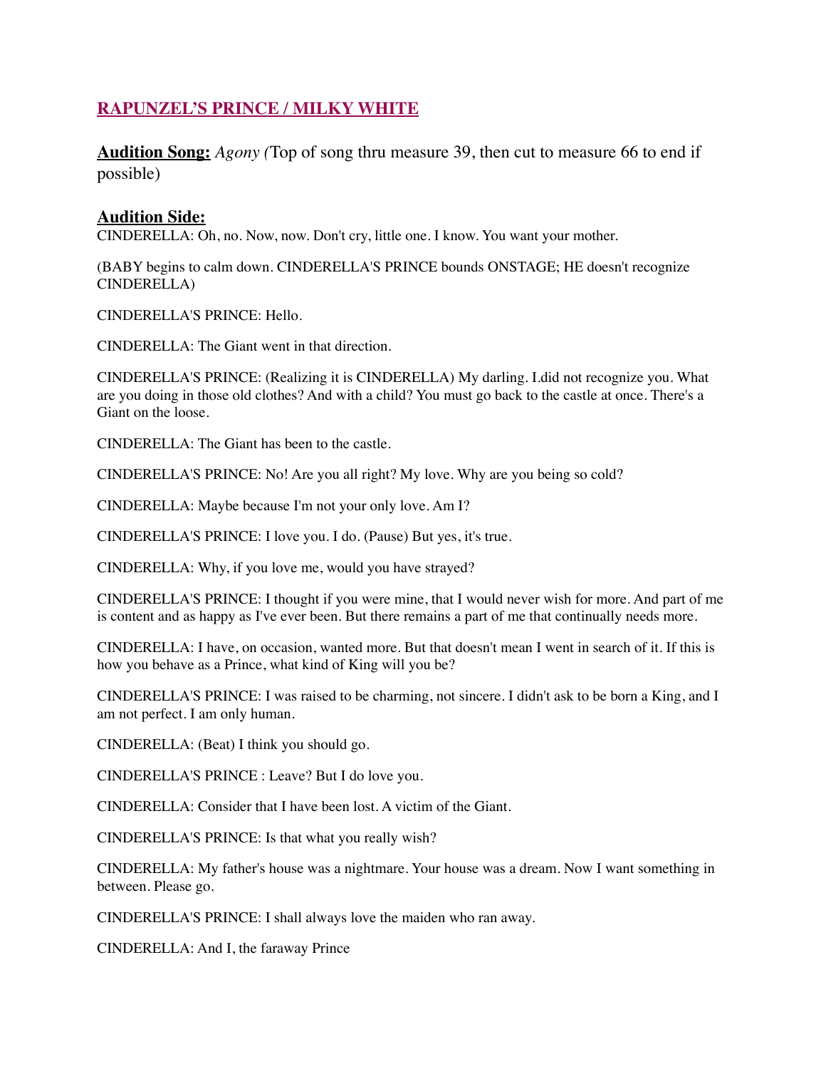## RAPUNZEL'S PRINCE / MILKY WHITE

**Audition Song:** *Agony (*Top of song thru measure 39, then cut to measure 66 to end if possible)

**Audition Side:**

CINDERELLA: Oh, no. Now, now. Don't cry, little one. I know. You want your mother.

(BABY begins to calm down. CINDERELLA'S PRINCE bounds ONSTAGE; HE doesn't recognize CINDERELLA)

CINDERELLA'S PRINCE: Hello.

CINDERELLA: The Giant went in that direction.

CINDERELLA'S PRINCE: (Realizing it is CINDERELLA) My darling. I.did not recognize you. What are you doing in those old clothes? And with a child? You must go back to the castle at once. There's a Giant on the loose.

CINDERELLA: The Giant has been to the castle.

CINDERELLA'S PRINCE: No! Are you all right? My love. Why are you being so cold?

CINDERELLA: Maybe because I'm not your only love. Am I?

CINDERELLA'S PRINCE: I love you. I do. (Pause) But yes, it's true.

CINDERELLA: Why, if you love me, would you have strayed?

CINDERELLA'S PRINCE: I thought if you were mine, that I would never wish for more. And part of me is content and as happy as I've ever been. But there remains a part of me that continually needs more.

CINDERELLA: I have, on occasion, wanted more. But that doesn't mean I went in search of it. If this is how you behave as a Prince, what kind of King will you be?

CINDERELLA'S PRINCE: I was raised to be charming, not sincere. I didn't ask to be born a King, and I am not perfect. I am only human.

CINDERELLA: (Beat) I think you should go.

CINDERELLA'S PRINCE : Leave? But I do love you.

CINDERELLA: Consider that I have been lost. A victim of the Giant.

CINDERELLA'S PRINCE: Is that what you really wish?

CINDERELLA: My father's house was a nightmare. Your house was a dream. Now I want something in between. Please go.

CINDERELLA'S PRINCE: I shall always love the maiden who ran away.

CINDERELLA: And I, the faraway Prince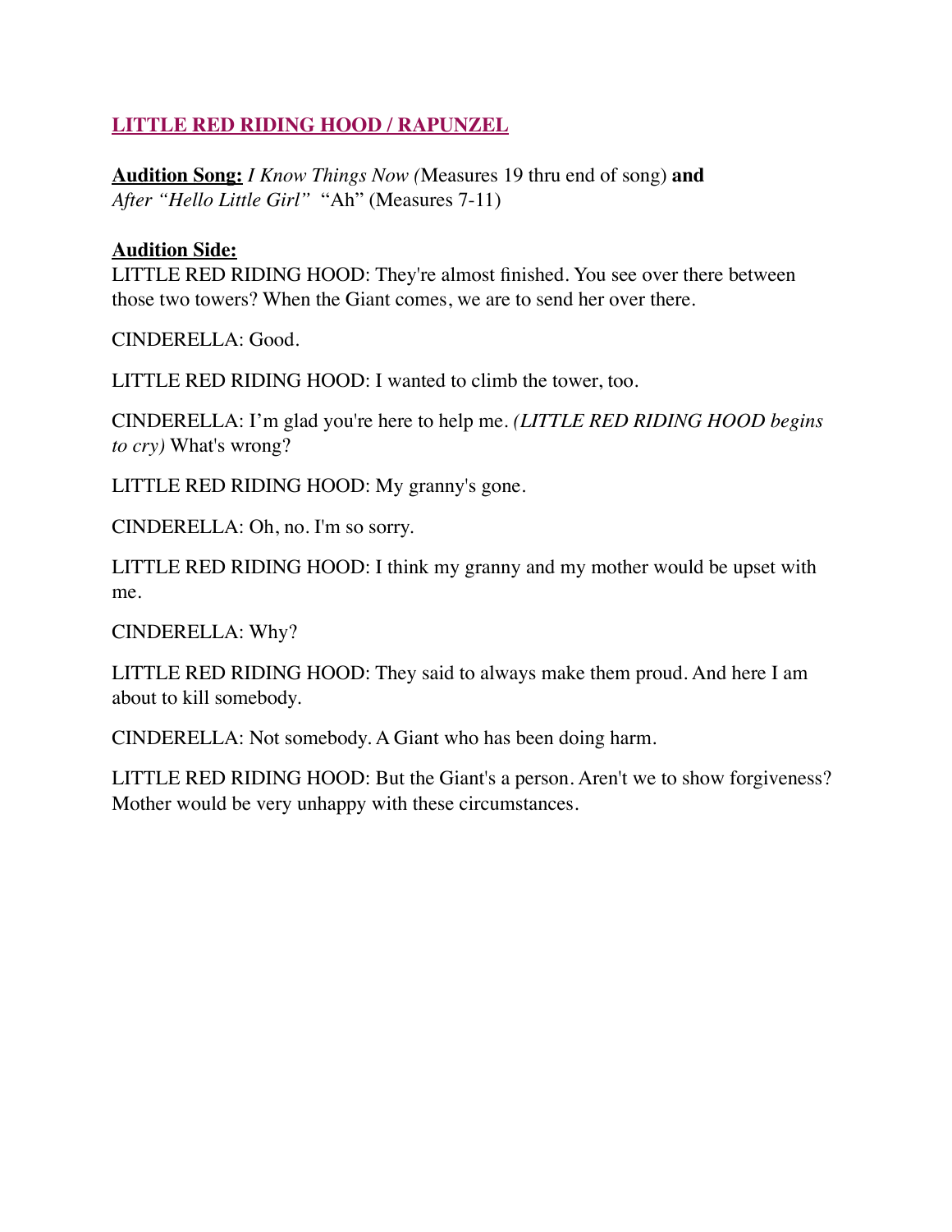## **LITTLE RED RIDING HOOD / RAPUNZEL**

**Audition Song:** *I Know Things Now (*Measures 19 thru end of song) **and** *After "Hello Little Girl"* "Ah" (Measures 7-11)

**Audition Side:**

LITTLE RED RIDING HOOD: They're almost finished. You see over there between those two towers? When the Giant comes, we are to send her over there.

CINDERELLA: Good.

LITTLE RED RIDING HOOD: I wanted to climb the tower, too.

CINDERELLA: I'm glad you're here to help me. *(LITTLE RED RIDING HOOD begins to cry)* What's wrong?

LITTLE RED RIDING HOOD: My granny's gone.

CINDERELLA: Oh, no. I'm so sorry.

LITTLE RED RIDING HOOD: I think my granny and my mother would be upset with me.

CINDERELLA: Why?

LITTLE RED RIDING HOOD: They said to always make them proud. And here I am about to kill somebody.

CINDERELLA: Not somebody. A Giant who has been doing harm.

LITTLE RED RIDING HOOD: But the Giant's a person. Aren't we to show forgiveness? Mother would be very unhappy with these circumstances.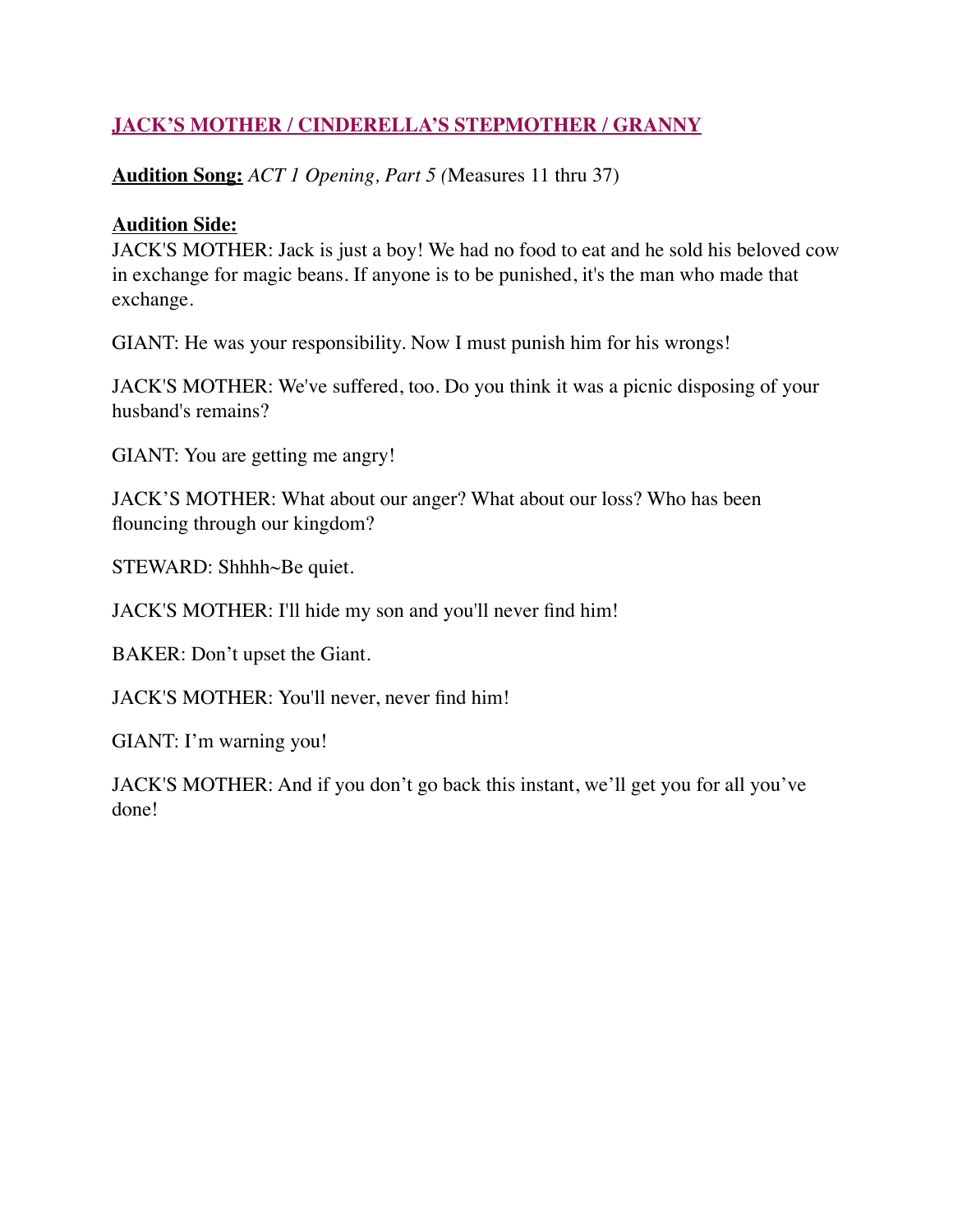## **JACK'S MOTHER / CINDERELLA'S STEPMOTHER / GRANNY**

**Audition Song:** *ACT 1 Opening, Part 5 (*Measures 11 thru 37)

**Audition Side:**

JACK'S MOTHER: Jack is just a boy! We had no food to eat and he sold his beloved cow in exchange for magic beans. If anyone is to be punished, it's the man who made that exchange.

GIANT: He was your responsibility. Now I must punish him for his wrongs!

JACK'S MOTHER: We've suffered, too. Do you think it was a picnic disposing of your husband's remains?

GIANT: You are getting me angry!

JACK'S MOTHER: What about our anger? What about our loss? Who has been flouncing through our kingdom?

STEWARD: Shhhh~Be quiet.

JACK'S MOTHER: I'll hide my son and you'll never find him!

BAKER: Don't upset the Giant.

JACK'S MOTHER: You'll never, never find him!

GIANT: I'm warning you!

JACK'S MOTHER: And if you don't go back this instant, we'll get you for all you've done!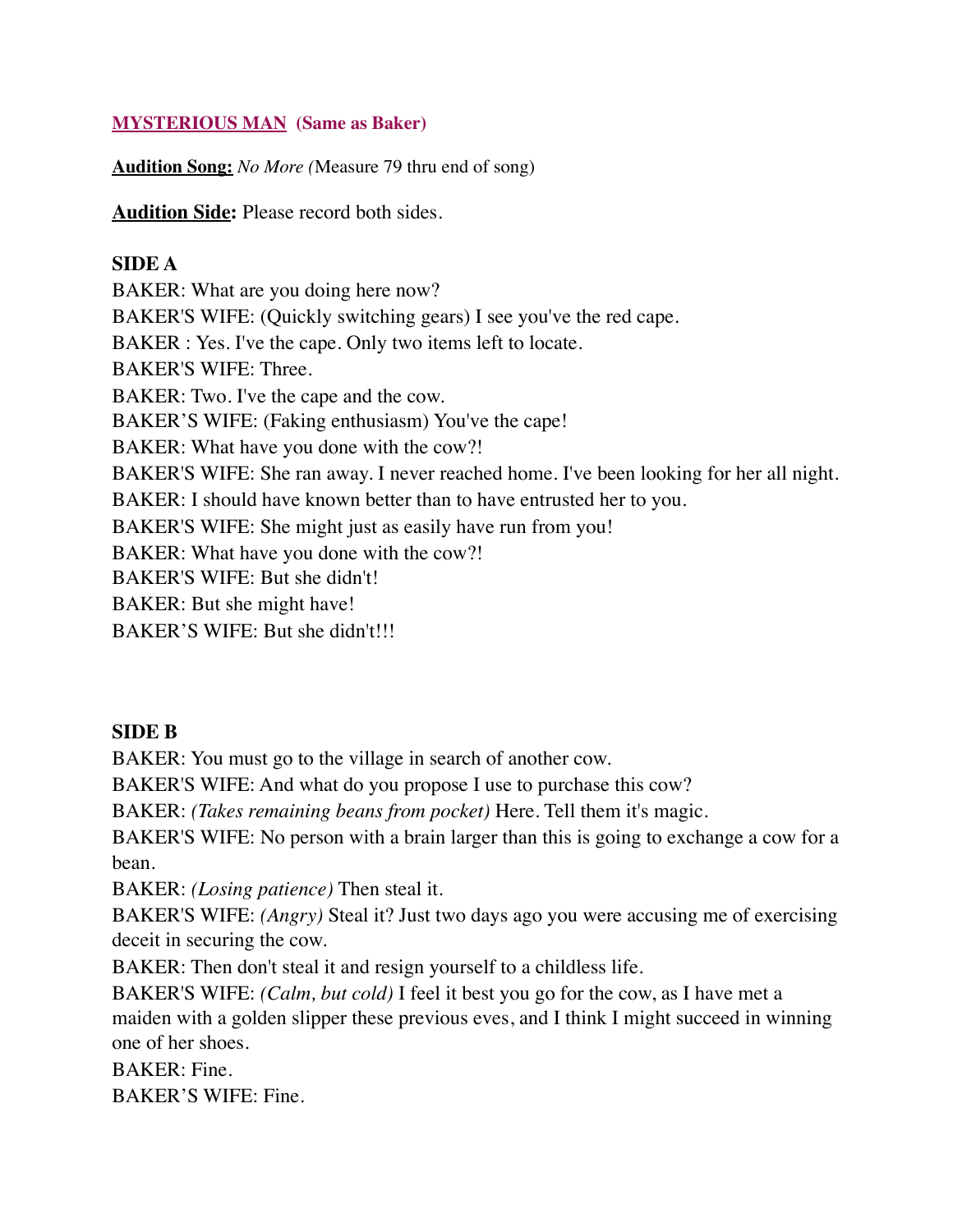**MYSTERIOUS MAN (Same as Baker)**

**Audition Song:** *No More (*Measure 79 thru end of song)

**Audition Side:** Please record both sides.

**SIDE A**

BAKER: What are you doing here now?

BAKER'S WIFE: (Quickly switching gears) I see you've the red cape.

BAKER : Yes. I've the cape. Only two items left to locate.

BAKER'S WIFE: Three.

BAKER: Two. I've the cape and the cow.

BAKER'S WIFE: (Faking enthusiasm) You've the cape!

BAKER: What have you done with the cow?!

BAKER'S WIFE: She ran away. I never reached home. I've been looking for her all night.

BAKER: I should have known better than to have entrusted her to you.

BAKER'S WIFE: She might just as easily have run from you!

BAKER: What have you done with the cow?!

BAKER'S WIFE: But she didn't!

BAKER: But she might have!

BAKER'S WIFE: But she didn't!!!

**SIDE B**

BAKER: You must go to the village in search of another cow.

BAKER'S WIFE: And what do you propose I use to purchase this cow?

BAKER: *(Takes remaining beans from pocket)* Here. Tell them it's magic.

BAKER'S WIFE: No person with a brain larger than this is going to exchange a cow for a bean.

BAKER: *(Losing patience)* Then steal it.

BAKER'S WIFE: *(Angry)* Steal it? Just two days ago you were accusing me of exercising deceit in securing the cow.

BAKER: Then don't steal it and resign yourself to a childless life.

BAKER'S WIFE: *(Calm, but cold)* I feel it best you go for the cow, as I have met a maiden with a golden slipper these previous eves, and I think I might succeed in winning one of her shoes.

BAKER: Fine.

BAKER'S WIFE: Fine.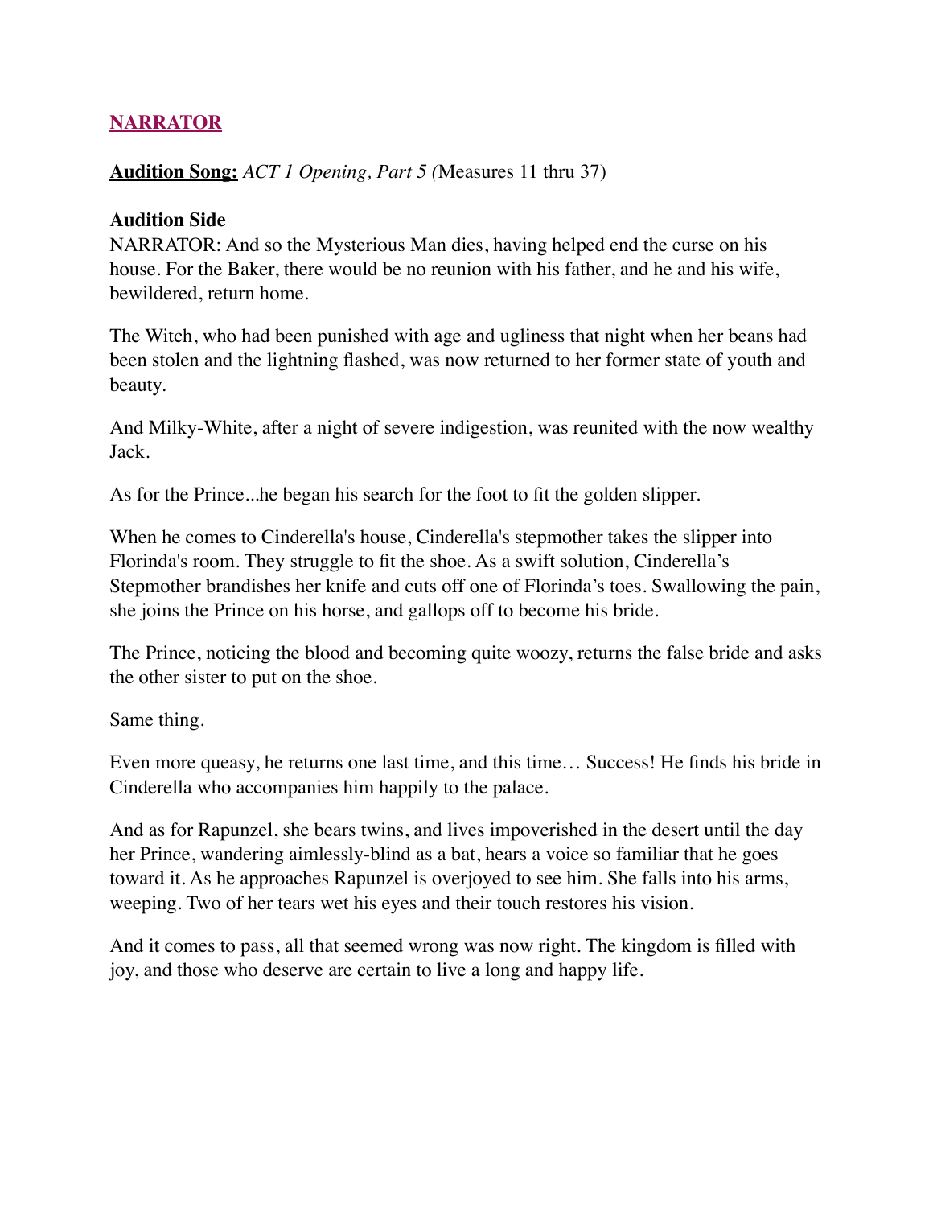## NARRATOR

**Audition Song:** *ACT 1 Opening, Part 5 (*Measures 11 thru 37)

**Audition Side**

NARRATOR: And so the Mysterious Man dies, having helped end the curse on his house. For the Baker, there would be no reunion with his father, and he and his wife, bewildered, return home.

The Witch, who had been punished with age and ugliness that night when her beans had been stolen and the lightning flashed, was now returned to her former state of youth and beauty.

And Milky-White, after a night of severe indigestion, was reunited with the now wealthy Jack.

As for the Prince...he began his search for the foot to fit the golden slipper.

When he comes to Cinderella's house, Cinderella's stepmother takes the slipper into Florinda's room. They struggle to fit the shoe. As a swift solution, Cinderella's Stepmother brandishes her knife and cuts off one of Florinda's toes. Swallowing the pain, she joins the Prince on his horse, and gallops off to become his bride.

The Prince, noticing the blood and becoming quite woozy, returns the false bride and asks the other sister to put on the shoe.

Same thing.

Even more queasy, he returns one last time, and this time… Success! He finds his bride in Cinderella who accompanies him happily to the palace.

And as for Rapunzel, she bears twins, and lives impoverished in the desert until the day her Prince, wandering aimlessly-blind as a bat, hears a voice so familiar that he goes toward it. As he approaches Rapunzel is overjoyed to see him. She falls into his arms, weeping. Two of her tears wet his eyes and their touch restores his vision.

And it comes to pass, all that seemed wrong was now right. The kingdom is filled with joy, and those who deserve are certain to live a long and happy life.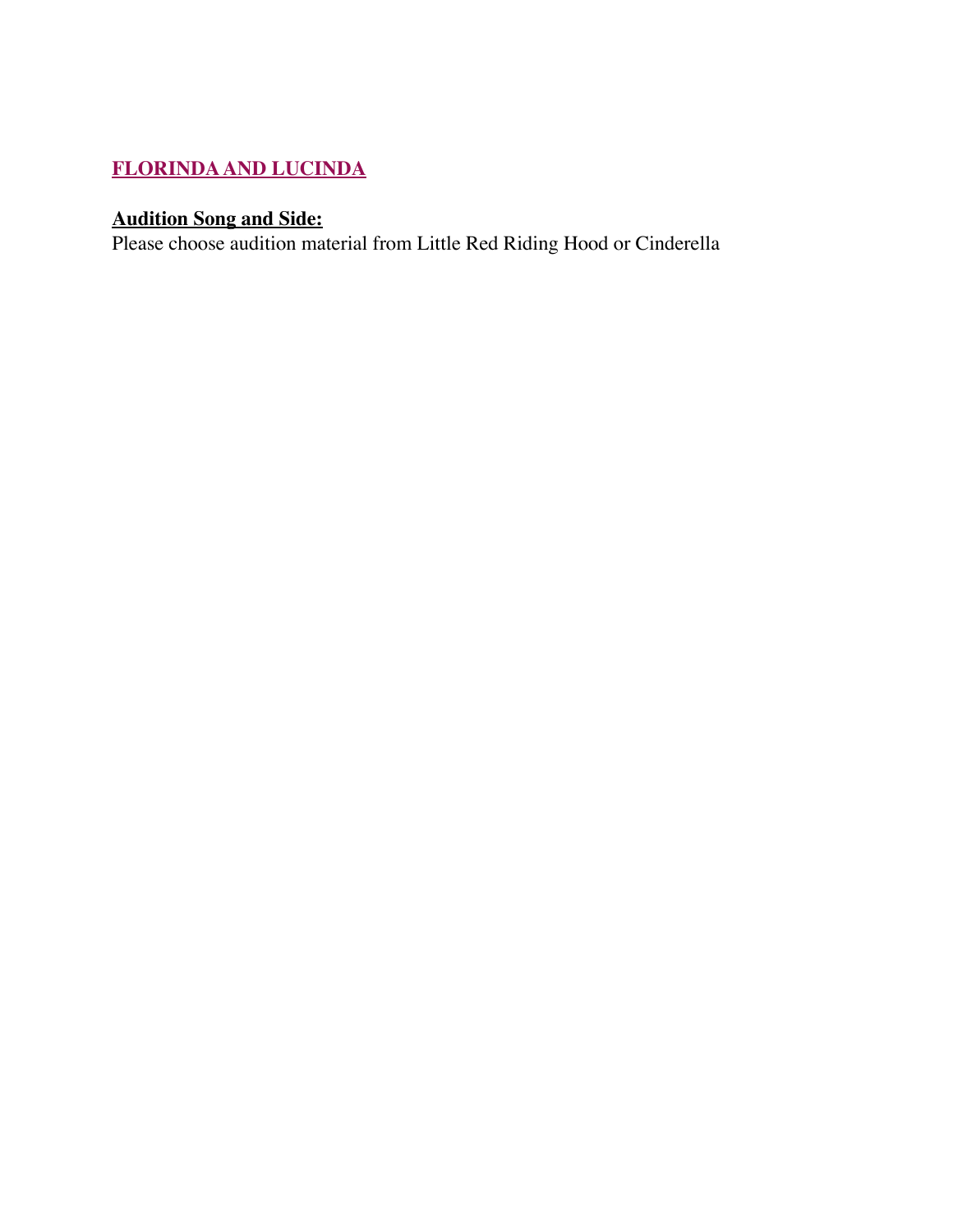## **FLORINDA AND LUCINDA**

**Audition Song and Side:**

Please choose audition material from Little Red Riding Hood or Cinderella